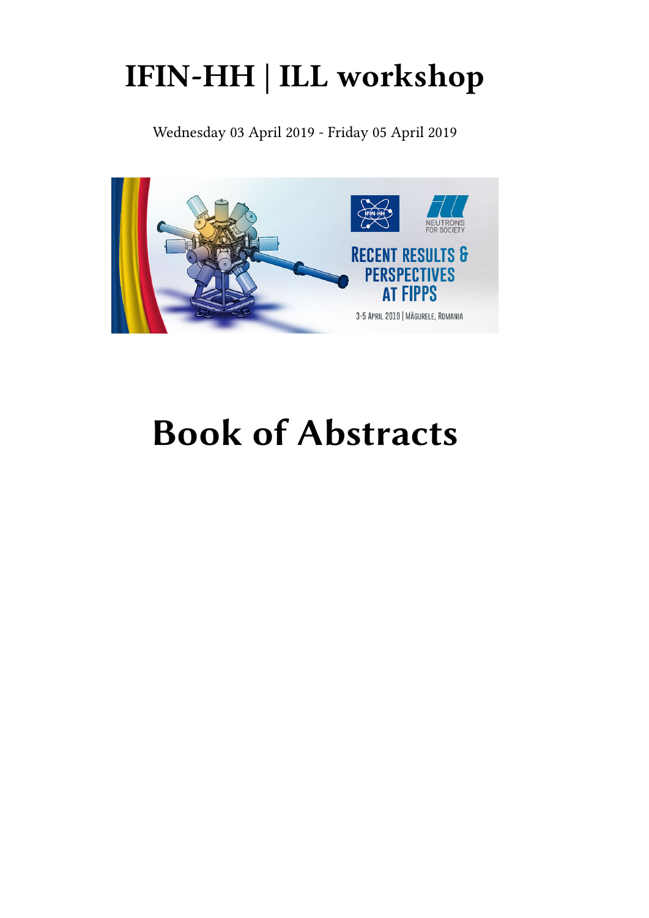# IFIN-HH | ILL workshop

Wednesday 03 April 2019 - Friday 05 April 2019

# Book of Abstracts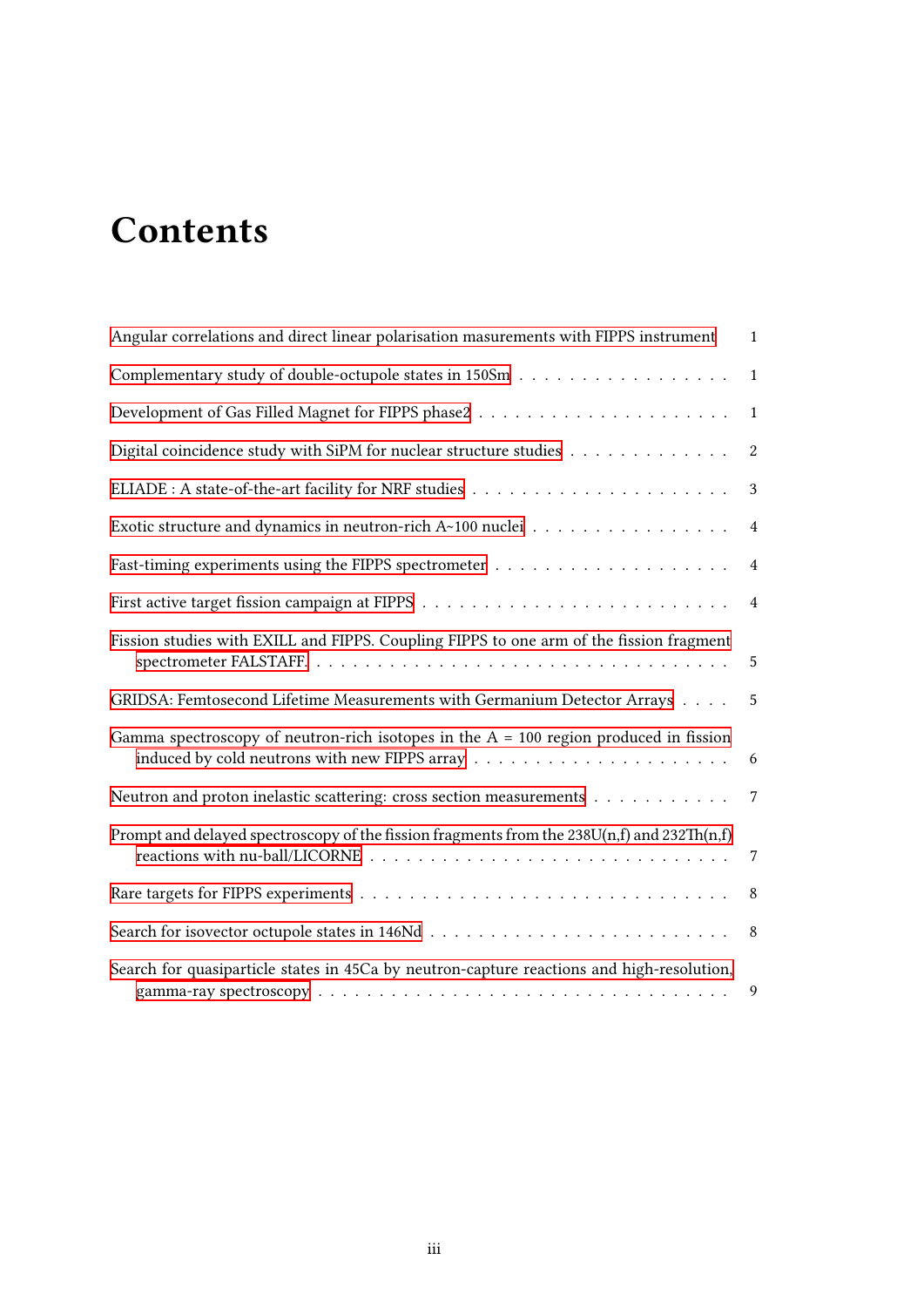# Contents

Angular correlations and direct linear polarisation masurements with FIPPS instrument . . . 1

Complementary study of double-octupole states in 150Sm . . . 1

Development of Gas Filled Magnet for FIPPS phase2 . . . 1

Digital coincidence study with SiPM for nuclear structure studies . . . 2

ELIADE : A state-of-the-art facility for NRF studies . . . 3

Exotic structure and dynamics in neutron-rich A~100 nuclei . . . 4

Fast-timing experiments using the FIPPS spectrometer . . . 4

First active target fission campaign at FIPPS . . . 4

Fission studies with EXILL and FIPPS. Coupling FIPPS to one arm of the fission fragment spectrometer FALSTAFF. . . . 5

GRIDSA: Femtosecond Lifetime Measurements with Germanium Detector Arrays . . . 5

Gamma spectroscopy of neutron-rich isotopes in the A = 100 region produced in fission induced by cold neutrons with new FIPPS array . . . 6

Neutron and proton inelastic scattering: cross section measurements . . . 7

Prompt and delayed spectroscopy of the fission fragments from the 238U(n,f) and 232Th(n,f) reactions with nu-ball/LICORNE . . . 7

Rare targets for FIPPS experiments . . . 8

Search for isovector octupole states in 146Nd . . . 8

Search for quasiparticle states in 45Ca by neutron-capture reactions and high-resolution, gamma-ray spectroscopy . . . 9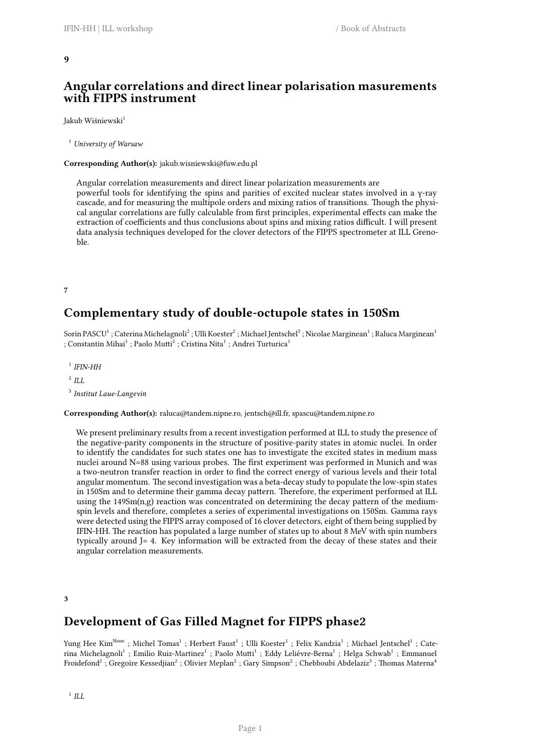**9**

## Angular correlations and direct linear polarisation masurements with FIPPS instrument

Jakub Wiśniewski[1]

[1] *University of Warsaw*

**Corresponding Author(s):** jakub.wisniewski@fuw.edu.pl

Angular correlation measurements and direct linear polarization measurements are powerful tools for identifying the spins and parities of excited nuclear states involved in a γ-ray cascade, and for measuring the multipole orders and mixing ratios of transitions. Though the physical angular correlations are fully calculable from first principles, experimental effects can make the extraction of coefficients and thus conclusions about spins and mixing ratios difficult. I will present data analysis techniques developed for the clover detectors of the FIPPS spectrometer at ILL Grenoble.

**7**

## Complementary study of double-octupole states in 150Sm

Sorin PASCU[1] ; Caterina Michelagnoli[2] ; Ulli Koester[2] ; Michael Jentschel[3] ; Nicolae Marginean[1] ; Raluca Marginean[1] ; Constantin Mihai[1] ; Paolo Mutti[2] ; Cristina Nita[1] ; Andrei Turturica[1]

[1] *IFIN-HH*

[2] *ILL*

[3] *Institut Laue-Langevin*

**Corresponding Author(s):** raluca@tandem.nipne.ro, jentsch@ill.fr, spascu@tandem.nipne.ro

We present preliminary results from a recent investigation performed at ILL to study the presence of the negative-parity components in the structure of positive-parity states in atomic nuclei. In order to identify the candidates for such states one has to investigate the excited states in medium mass nuclei around N=88 using various probes. The first experiment was performed in Munich and was a two-neutron transfer reaction in order to find the correct energy of various levels and their total angular momentum. The second investigation was a beta-decay study to populate the low-spin states in 150Sm and to determine their gamma decay pattern. Therefore, the experiment performed at ILL using the 149Sm(n,g) reaction was concentrated on determining the decay pattern of the medium-spin levels and therefore, completes a series of experimental investigations on 150Sm. Gamma rays were detected using the FIPPS array composed of 16 clover detectors, eight of them being supplied by IFIN-HH. The reaction has populated a large number of states up to about 8 MeV with spin numbers typically around J= 4. Key information will be extracted from the decay of these states and their angular correlation measurements.

**3**

## Development of Gas Filled Magnet for FIPPS phase2

Yung Hee Kim[None] ; Michel Tomas[1] ; Herbert Faust[1] ; Ulli Koester[1] ; Felix Kandzia[1] ; Michael Jentschel[1] ; Caterina Michelagnoli[1] ; Emilio Ruiz-Martinez[1] ; Paolo Mutti[1] ; Eddy Lelièvre-Berna[1] ; Helga Schwab[1] ; Emmanuel Froidefond[2] ; Gregoire Kessedjian[2] ; Olivier Meplan[2] ; Gary Simpson[2] ; Chebboubi Abdelaziz[3] ; Thomas Materna[4]

[1] *ILL*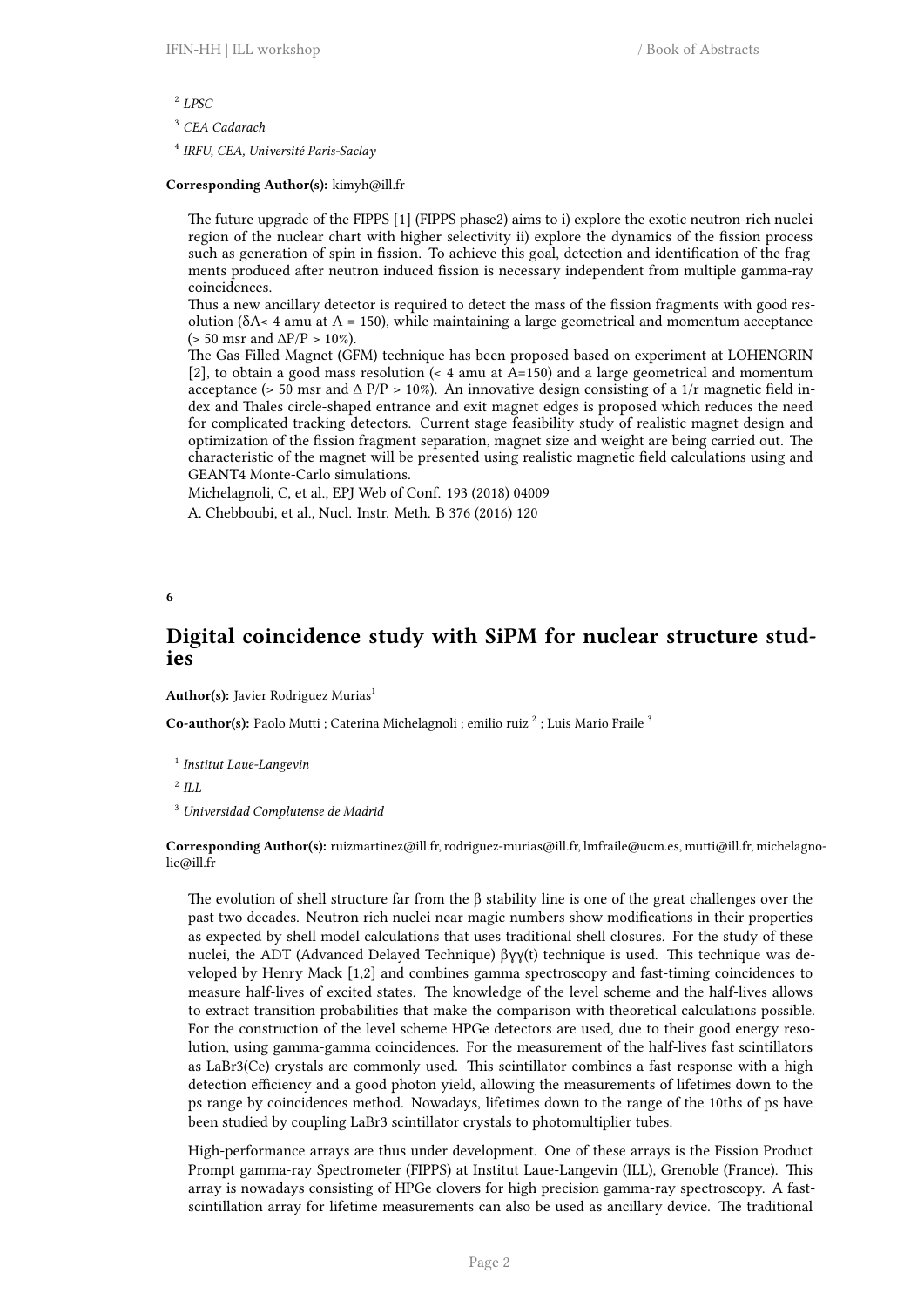[2] *LPSC*

[3] *CEA Cadarach*

[4] *IRFU, CEA, Université Paris-Saclay*

**Corresponding Author(s):** kimyh@ill.fr

The future upgrade of the FIPPS [1] (FIPPS phase2) aims to i) explore the exotic neutron-rich nuclei region of the nuclear chart with higher selectivity ii) explore the dynamics of the fission process such as generation of spin in fission. To achieve this goal, detection and identification of the fragments produced after neutron induced fission is necessary independent from multiple gamma-ray coincidences.
Thus a new ancillary detector is required to detect the mass of the fission fragments with good resolution ($\delta A <$ 4 amu at A = 150), while maintaining a large geometrical and momentum acceptance (> 50 msr and $\Delta P/P$ > 10%).
The Gas-Filled-Magnet (GFM) technique has been proposed based on experiment at LOHENGRIN [2], to obtain a good mass resolution (< 4 amu at A=150) and a large geometrical and momentum acceptance (> 50 msr and $\Delta$ P/P > 10%). An innovative design consisting of a 1/r magnetic field index and Thales circle-shaped entrance and exit magnet edges is proposed which reduces the need for complicated tracking detectors. Current stage feasibility study of realistic magnet design and optimization of the fission fragment separation, magnet size and weight are being carried out. The characteristic of the magnet will be presented using realistic magnetic field calculations using and GEANT4 Monte-Carlo simulations.
Michelagnoli, C, et al., EPJ Web of Conf. 193 (2018) 04009
A. Chebboubi, et al., Nucl. Instr. Meth. B 376 (2016) 120

**6**

## Digital coincidence study with SiPM for nuclear structure studies

**Author(s):** Javier Rodriguez Murias[1]

**Co-author(s):** Paolo Mutti ; Caterina Michelagnoli ; emilio ruiz [2] ; Luis Mario Fraile [3]

[1] *Institut Laue-Langevin*

[2] *ILL*

[3] *Universidad Complutense de Madrid*

**Corresponding Author(s):** ruizmartinez@ill.fr, rodriguez-murias@ill.fr, lmfraile@ucm.es, mutti@ill.fr, michelagnolic@ill.fr

The evolution of shell structure far from the β stability line is one of the great challenges over the past two decades. Neutron rich nuclei near magic numbers show modifications in their properties as expected by shell model calculations that uses traditional shell closures. For the study of these nuclei, the ADT (Advanced Delayed Technique) $\beta\gamma\gamma(t)$ technique is used. This technique was developed by Henry Mack [1,2] and combines gamma spectroscopy and fast-timing coincidences to measure half-lives of excited states. The knowledge of the level scheme and the half-lives allows to extract transition probabilities that make the comparison with theoretical calculations possible. For the construction of the level scheme HPGe detectors are used, due to their good energy resolution, using gamma-gamma coincidences. For the measurement of the half-lives fast scintillators as $LaBr_3(Ce)$ crystals are commonly used. This scintillator combines a fast response with a high detection efficiency and a good photon yield, allowing the measurements of lifetimes down to the ps range by coincidences method. Nowadays, lifetimes down to the range of the 10ths of ps have been studied by coupling $LaBr_3$ scintillator crystals to photomultiplier tubes.

High-performance arrays are thus under development. One of these arrays is the Fission Product Prompt gamma-ray Spectrometer (FIPPS) at Institut Laue-Langevin (ILL), Grenoble (France). This array is nowadays consisting of HPGe clovers for high precision gamma-ray spectroscopy. A fast-scintillation array for lifetime measurements can also be used as ancillary device. The traditional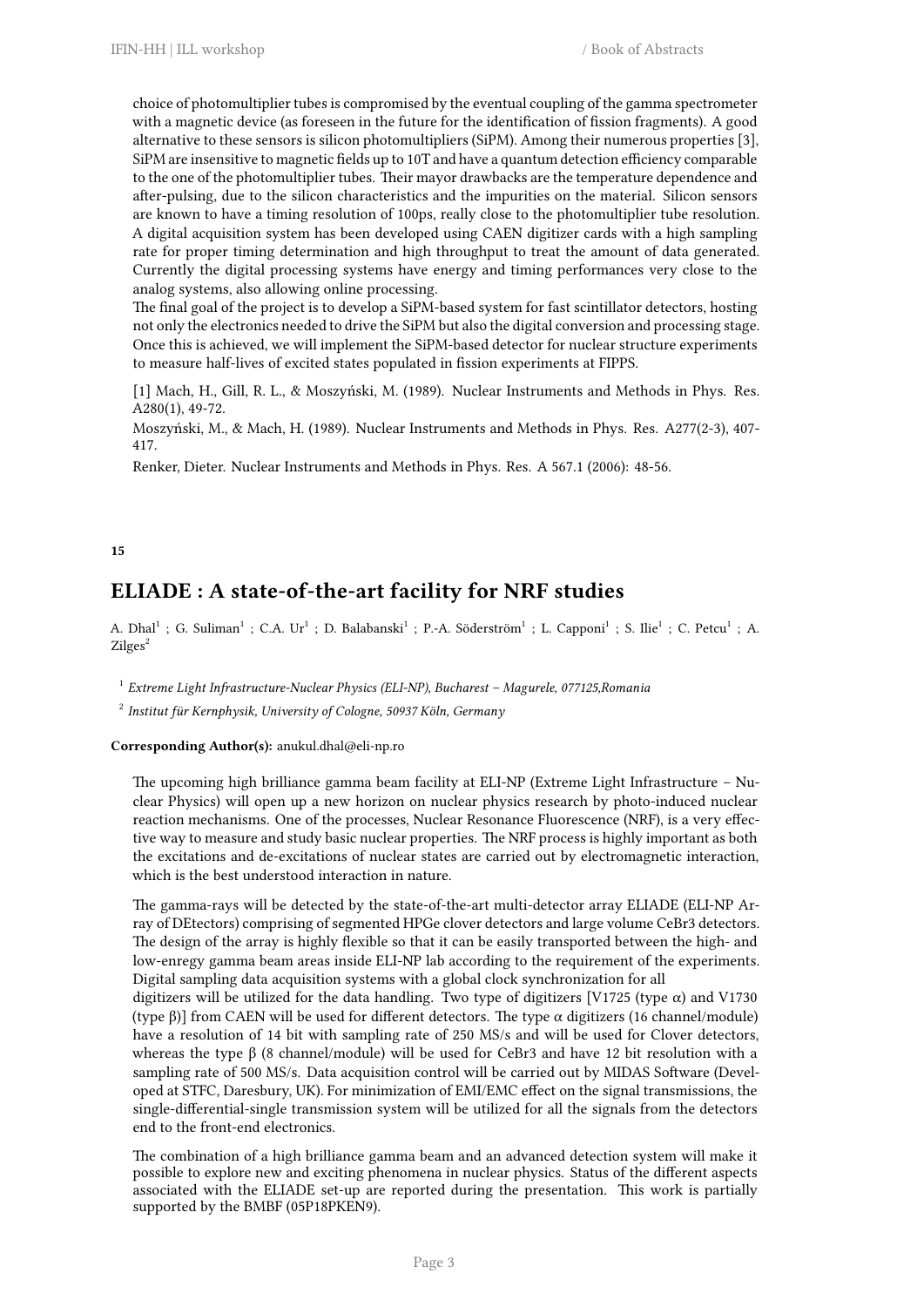choice of photomultiplier tubes is compromised by the eventual coupling of the gamma spectrometer with a magnetic device (as foreseen in the future for the identification of fission fragments). A good alternative to these sensors is silicon photomultipliers (SiPM). Among their numerous properties [3], SiPM are insensitive to magnetic fields up to 10T and have a quantum detection efficiency comparable to the one of the photomultiplier tubes. Their mayor drawbacks are the temperature dependence and after-pulsing, due to the silicon characteristics and the impurities on the material. Silicon sensors are known to have a timing resolution of 100ps, really close to the photomultiplier tube resolution. A digital acquisition system has been developed using CAEN digitizer cards with a high sampling rate for proper timing determination and high throughput to treat the amount of data generated. Currently the digital processing systems have energy and timing performances very close to the analog systems, also allowing online processing.
The final goal of the project is to develop a SiPM-based system for fast scintillator detectors, hosting not only the electronics needed to drive the SiPM but also the digital conversion and processing stage. Once this is achieved, we will implement the SiPM-based detector for nuclear structure experiments to measure half-lives of excited states populated in fission experiments at FIPPS.

[1] Mach, H., Gill, R. L., & Moszyński, M. (1989). Nuclear Instruments and Methods in Phys. Res. A280(1), 49-72.

Moszyński, M., & Mach, H. (1989). Nuclear Instruments and Methods in Phys. Res. A277(2-3), 407-417.

Renker, Dieter. Nuclear Instruments and Methods in Phys. Res. A 567.1 (2006): 48-56.

**15**

## ELIADE : A state-of-the-art facility for NRF studies

A. Dhal[1] ; G. Suliman[1] ; C.A. Ur[1] ; D. Balabanski[1] ; P.-A. Söderström[1] ; L. Capponi[1] ; S. Ilie[1] ; C. Petcu[1] ; A. Zilges[2]

[1] *Extreme Light Infrastructure-Nuclear Physics (ELI-NP), Bucharest – Magurele, 077125,Romania*

[2] *Institut für Kernphysik, University of Cologne, 50937 Köln, Germany*

**Corresponding Author(s):** anukul.dhal@eli-np.ro

The upcoming high brilliance gamma beam facility at ELI-NP (Extreme Light Infrastructure – Nuclear Physics) will open up a new horizon on nuclear physics research by photo-induced nuclear reaction mechanisms. One of the processes, Nuclear Resonance Fluorescence (NRF), is a very effective way to measure and study basic nuclear properties. The NRF process is highly important as both the excitations and de-excitations of nuclear states are carried out by electromagnetic interaction, which is the best understood interaction in nature.

The gamma-rays will be detected by the state-of-the-art multi-detector array ELIADE (ELI-NP Array of DEtectors) comprising of segmented HPGe clover detectors and large volume CeBr3 detectors. The design of the array is highly flexible so that it can be easily transported between the high- and low-enregy gamma beam areas inside ELI-NP lab according to the requirement of the experiments. Digital sampling data acquisition systems with a global clock synchronization for all
digitizers will be utilized for the data handling. Two type of digitizers [V1725 (type α) and V1730 (type β)] from CAEN will be used for different detectors. The type α digitizers (16 channel/module) have a resolution of 14 bit with sampling rate of 250 MS/s and will be used for Clover detectors, whereas the type β (8 channel/module) will be used for CeBr3 and have 12 bit resolution with a sampling rate of 500 MS/s. Data acquisition control will be carried out by MIDAS Software (Developed at STFC, Daresbury, UK). For minimization of EMI/EMC effect on the signal transmissions, the single-differential-single transmission system will be utilized for all the signals from the detectors end to the front-end electronics.

The combination of a high brilliance gamma beam and an advanced detection system will make it possible to explore new and exciting phenomena in nuclear physics. Status of the different aspects associated with the ELIADE set-up are reported during the presentation. This work is partially supported by the BMBF (05P18PKEN9).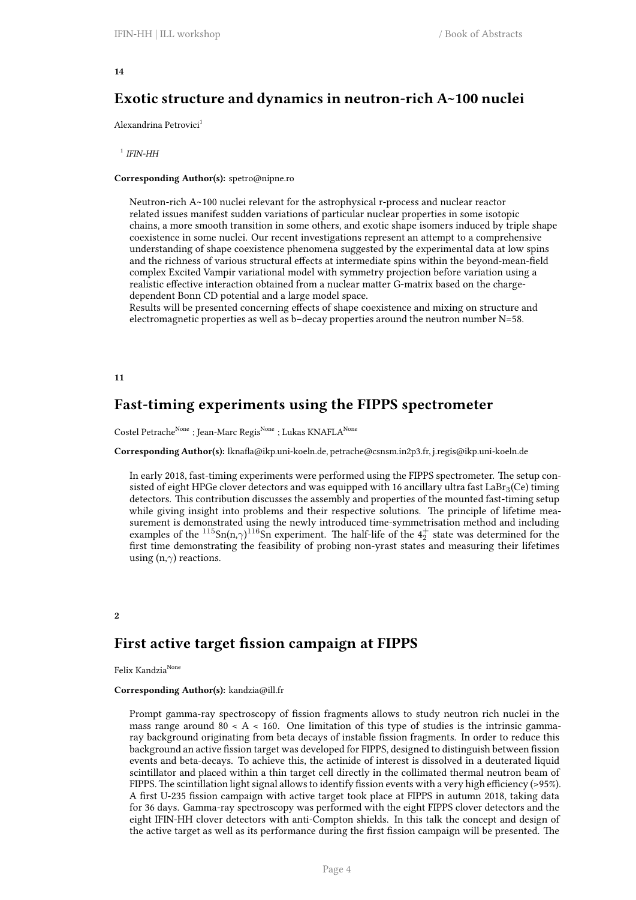**14**

## Exotic structure and dynamics in neutron-rich A~100 nuclei

Alexandrina Petrovici[1]

[1] *IFIN-HH*

**Corresponding Author(s):** spetro@nipne.ro

Neutron-rich A~100 nuclei relevant for the astrophysical r-process and nuclear reactor related issues manifest sudden variations of particular nuclear properties in some isotopic chains, a more smooth transition in some others, and exotic shape isomers induced by triple shape coexistence in some nuclei. Our recent investigations represent an attempt to a comprehensive understanding of shape coexistence phenomena suggested by the experimental data at low spins and the richness of various structural effects at intermediate spins within the beyond-mean-field complex Excited Vampir variational model with symmetry projection before variation using a realistic effective interaction obtained from a nuclear matter G-matrix based on the charge-dependent Bonn CD potential and a large model space.
Results will be presented concerning effects of shape coexistence and mixing on structure and electromagnetic properties as well as b–decay properties around the neutron number N=58.

**11**

## Fast-timing experiments using the FIPPS spectrometer

Costel Petrache[None] ; Jean-Marc Regis[None] ; Lukas KNAFLA[None]

**Corresponding Author(s):** lknafla@ikp.uni-koeln.de, petrache@csnsm.in2p3.fr, j.regis@ikp.uni-koeln.de

In early 2018, fast-timing experiments were performed using the FIPPS spectrometer. The setup consisted of eight HPGe clover detectors and was equipped with 16 ancillary ultra fast $LaBr_3$(Ce) timing detectors. This contribution discusses the assembly and properties of the mounted fast-timing setup while giving insight into problems and their respective solutions. The principle of lifetime measurement is demonstrated using the newly introduced time-symmetrisation method and including examples of the $^{115}$Sn(n,$\gamma$)$^{116}$Sn experiment. The half-life of the $4_2^+$ state was determined for the first time demonstrating the feasibility of probing non-yrast states and measuring their lifetimes using (n,$\gamma$) reactions.

**2**

## First active target fission campaign at FIPPS

Felix Kandzia[None]

**Corresponding Author(s):** kandzia@ill.fr

Prompt gamma-ray spectroscopy of fission fragments allows to study neutron rich nuclei in the mass range around 80 < A < 160. One limitation of this type of studies is the intrinsic gamma-ray background originating from beta decays of instable fission fragments. In order to reduce this background an active fission target was developed for FIPPS, designed to distinguish between fission events and beta-decays. To achieve this, the actinide of interest is dissolved in a deuterated liquid scintillator and placed within a thin target cell directly in the collimated thermal neutron beam of FIPPS. The scintillation light signal allows to identify fission events with a very high efficiency (>95%). A first U-235 fission campaign with active target took place at FIPPS in autumn 2018, taking data for 36 days. Gamma-ray spectroscopy was performed with the eight FIPPS clover detectors and the eight IFIN-HH clover detectors with anti-Compton shields. In this talk the concept and design of the active target as well as its performance during the first fission campaign will be presented. The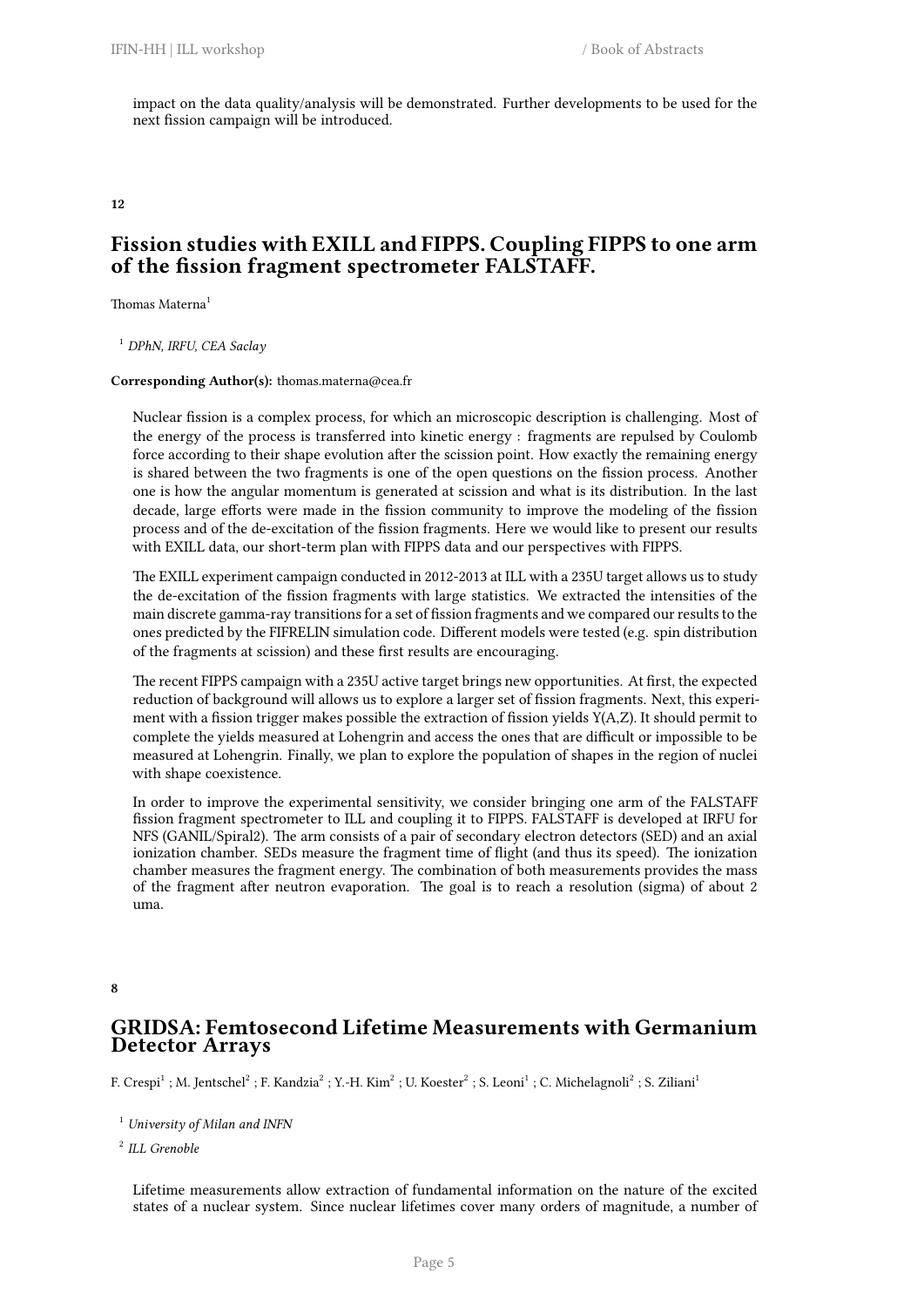impact on the data quality/analysis will be demonstrated. Further developments to be used for the next fission campaign will be introduced.

**12**

## Fission studies with EXILL and FIPPS. Coupling FIPPS to one arm of the fission fragment spectrometer FALSTAFF.

Thomas Materna[1]

[1] *DPhN, IRFU, CEA Saclay*

**Corresponding Author(s):** thomas.materna@cea.fr

Nuclear fission is a complex process, for which an microscopic description is challenging. Most of the energy of the process is transferred into kinetic energy : fragments are repulsed by Coulomb force according to their shape evolution after the scission point. How exactly the remaining energy is shared between the two fragments is one of the open questions on the fission process. Another one is how the angular momentum is generated at scission and what is its distribution. In the last decade, large efforts were made in the fission community to improve the modeling of the fission process and of the de-excitation of the fission fragments. Here we would like to present our results with EXILL data, our short-term plan with FIPPS data and our perspectives with FIPPS.

The EXILL experiment campaign conducted in 2012-2013 at ILL with a 235U target allows us to study the de-excitation of the fission fragments with large statistics. We extracted the intensities of the main discrete gamma-ray transitions for a set of fission fragments and we compared our results to the ones predicted by the FIFRELIN simulation code. Different models were tested (e.g. spin distribution of the fragments at scission) and these first results are encouraging.

The recent FIPPS campaign with a 235U active target brings new opportunities. At first, the expected reduction of background will allows us to explore a larger set of fission fragments. Next, this experiment with a fission trigger makes possible the extraction of fission yields Y(A,Z). It should permit to complete the yields measured at Lohengrin and access the ones that are difficult or impossible to be measured at Lohengrin. Finally, we plan to explore the population of shapes in the region of nuclei with shape coexistence.

In order to improve the experimental sensitivity, we consider bringing one arm of the FALSTAFF fission fragment spectrometer to ILL and coupling it to FIPPS. FALSTAFF is developed at IRFU for NFS (GANIL/Spiral2). The arm consists of a pair of secondary electron detectors (SED) and an axial ionization chamber. SEDs measure the fragment time of flight (and thus its speed). The ionization chamber measures the fragment energy. The combination of both measurements provides the mass of the fragment after neutron evaporation. The goal is to reach a resolution (sigma) of about 2 uma.

**8**

## GRIDSA: Femtosecond Lifetime Measurements with Germanium Detector Arrays

F. Crespi[1] ; M. Jentschel[2] ; F. Kandzia[2] ; Y.-H. Kim[2] ; U. Koester[2] ; S. Leoni[1] ; C. Michelagnoli[2] ; S. Ziliani[1]

[1] *University of Milan and INFN*

[2] *ILL Grenoble*

Lifetime measurements allow extraction of fundamental information on the nature of the excited states of a nuclear system. Since nuclear lifetimes cover many orders of magnitude, a number of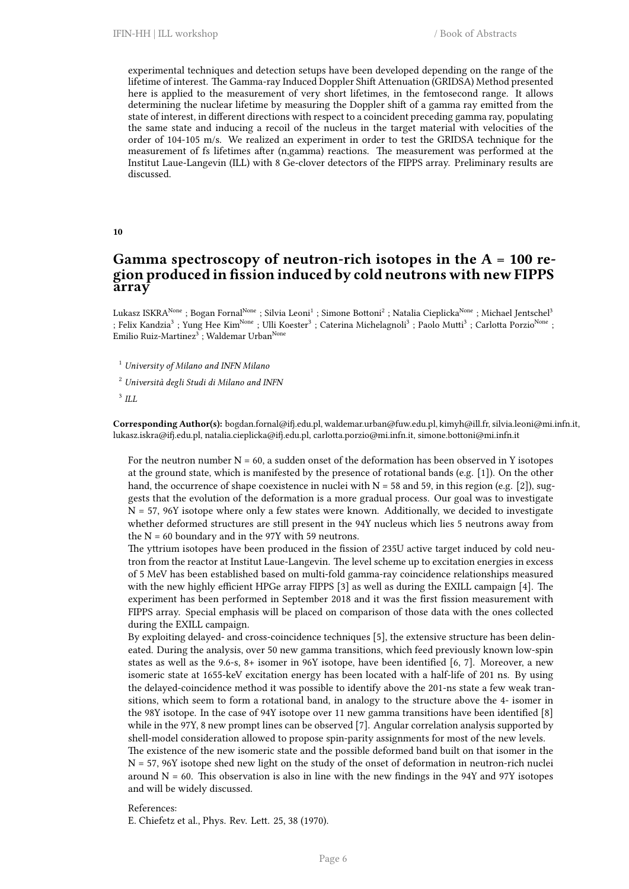experimental techniques and detection setups have been developed depending on the range of the lifetime of interest. The Gamma-ray Induced Doppler Shift Attenuation (GRIDSA) Method presented here is applied to the measurement of very short lifetimes, in the femtosecond range. It allows determining the nuclear lifetime by measuring the Doppler shift of a gamma ray emitted from the state of interest, in different directions with respect to a coincident preceding gamma ray, populating the same state and inducing a recoil of the nucleus in the target material with velocities of the order of 104-105 m/s. We realized an experiment in order to test the GRIDSA technique for the measurement of fs lifetimes after (n,gamma) reactions. The measurement was performed at the Institut Laue-Langevin (ILL) with 8 Ge-clover detectors of the FIPPS array. Preliminary results are discussed.

**10**

## Gamma spectroscopy of neutron-rich isotopes in the A = 100 region produced in fission induced by cold neutrons with new FIPPS array

Lukasz ISKRA[None] ; Bogan Fornal[None] ; Silvia Leoni[1] ; Simone Bottoni[2] ; Natalia Cieplicka[None] ; Michael Jentschel[3] ; Felix Kandzia[3] ; Yung Hee Kim[None] ; Ulli Koester[3] ; Caterina Michelagnoli[3] ; Paolo Mutti[3] ; Carlotta Porzio[None] ; Emilio Ruiz-Martinez[3] ; Waldemar Urban[None]

[1] *University of Milano and INFN Milano*

[2] *Università degli Studi di Milano and INFN*

[3] *ILL*

**Corresponding Author(s):** bogdan.fornal@ifj.edu.pl, waldemar.urban@fuw.edu.pl, kimyh@ill.fr, silvia.leoni@mi.infn.it, lukasz.iskra@ifj.edu.pl, natalia.cieplicka@ifj.edu.pl, carlotta.porzio@mi.infn.it, simone.bottoni@mi.infn.it

For the neutron number N = 60, a sudden onset of the deformation has been observed in Y isotopes at the ground state, which is manifested by the presence of rotational bands (e.g. [1]). On the other hand, the occurrence of shape coexistence in nuclei with N = 58 and 59, in this region (e.g. [2]), suggests that the evolution of the deformation is a more gradual process. Our goal was to investigate N = 57, 96Y isotope where only a few states were known. Additionally, we decided to investigate whether deformed structures are still present in the 94Y nucleus which lies 5 neutrons away from the N = 60 boundary and in the 97Y with 59 neutrons.

The yttrium isotopes have been produced in the fission of 235U active target induced by cold neutron from the reactor at Institut Laue-Langevin. The level scheme up to excitation energies in excess of 5 MeV has been established based on multi-fold gamma-ray coincidence relationships measured with the new highly efficient HPGe array FIPPS [3] as well as during the EXILL campaign [4]. The experiment has been performed in September 2018 and it was the first fission measurement with FIPPS array. Special emphasis will be placed on comparison of those data with the ones collected during the EXILL campaign.

By exploiting delayed- and cross-coincidence techniques [5], the extensive structure has been delineated. During the analysis, over 50 new gamma transitions, which feed previously known low-spin states as well as the 9.6-s, 8+ isomer in 96Y isotope, have been identified [6, 7]. Moreover, a new isomeric state at 1655-keV excitation energy has been located with a half-life of 201 ns. By using the delayed-coincidence method it was possible to identify above the 201-ns state a few weak transitions, which seem to form a rotational band, in analogy to the structure above the 4- isomer in the 98Y isotope. In the case of 94Y isotope over 11 new gamma transitions have been identified [8] while in the 97Y, 8 new prompt lines can be observed [7]. Angular correlation analysis supported by shell-model consideration allowed to propose spin-parity assignments for most of the new levels.

The existence of the new isomeric state and the possible deformed band built on that isomer in the N = 57, 96Y isotope shed new light on the study of the onset of deformation in neutron-rich nuclei around N = 60. This observation is also in line with the new findings in the 94Y and 97Y isotopes and will be widely discussed.

References:

E. Chiefetz et al., Phys. Rev. Lett. 25, 38 (1970).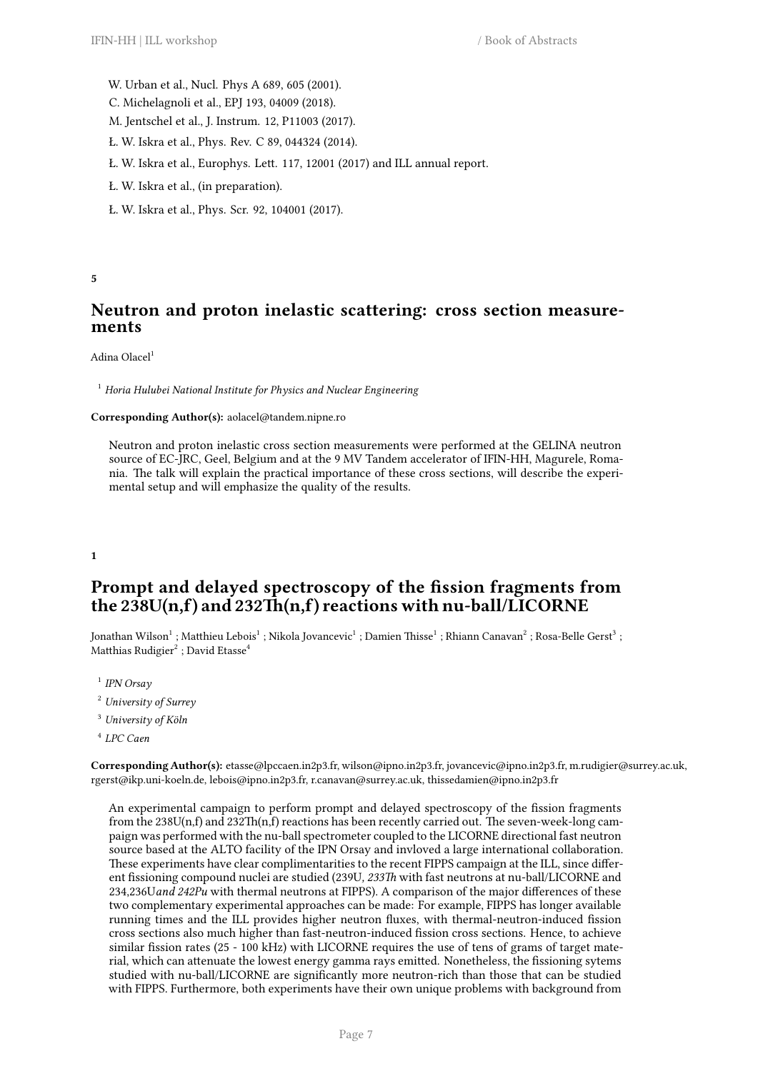W. Urban et al., Nucl. Phys A 689, 605 (2001).

C. Michelagnoli et al., EPJ 193, 04009 (2018).

M. Jentschel et al., J. Instrum. 12, P11003 (2017).

Ł. W. Iskra et al., Phys. Rev. C 89, 044324 (2014).

Ł. W. Iskra et al., Europhys. Lett. 117, 12001 (2017) and ILL annual report.

Ł. W. Iskra et al., (in preparation).

Ł. W. Iskra et al., Phys. Scr. 92, 104001 (2017).

**5**

## Neutron and proton inelastic scattering: cross section measurements

Adina Olacel[1]

[1] *Horia Hulubei National Institute for Physics and Nuclear Engineering*

**Corresponding Author(s):** aolacel@tandem.nipne.ro

Neutron and proton inelastic cross section measurements were performed at the GELINA neutron source of EC-JRC, Geel, Belgium and at the 9 MV Tandem accelerator of IFIN-HH, Magurele, Romania. The talk will explain the practical importance of these cross sections, will describe the experimental setup and will emphasize the quality of the results.

**1**

## Prompt and delayed spectroscopy of the fission fragments from the 238U(n,f) and 232Th(n,f) reactions with nu-ball/LICORNE

Jonathan Wilson[1] ; Matthieu Lebois[1] ; Nikola Jovancevic[1] ; Damien Thisse[1] ; Rhiann Canavan[2] ; Rosa-Belle Gerst[3] ; Matthias Rudigier[2] ; David Etasse[4]

[1] *IPN Orsay*

[2] *University of Surrey*

[3] *University of Köln*

[4] *LPC Caen*

**Corresponding Author(s):** etasse@lpccaen.in2p3.fr, wilson@ipno.in2p3.fr, jovancevic@ipno.in2p3.fr, m.rudigier@surrey.ac.uk, rgerst@ikp.uni-koeln.de, lebois@ipno.in2p3.fr, r.canavan@surrey.ac.uk, thissedamien@ipno.in2p3.fr

An experimental campaign to perform prompt and delayed spectroscopy of the fission fragments from the 238U(n,f) and 232Th(n,f) reactions has been recently carried out. The seven-week-long campaign was performed with the nu-ball spectrometer coupled to the LICORNE directional fast neutron source based at the ALTO facility of the IPN Orsay and invloved a large international collaboration. These experiments have clear complimentarities to the recent FIPPS campaign at the ILL, since different fissioning compound nuclei are studied (239U, *233Th* with fast neutrons at nu-ball/LICORNE and 234,236U*and 242Pu* with thermal neutrons at FIPPS). A comparison of the major differences of these two complementary experimental approaches can be made: For example, FIPPS has longer available running times and the ILL provides higher neutron fluxes, with thermal-neutron-induced fission cross sections also much higher than fast-neutron-induced fission cross sections. Hence, to achieve similar fission rates (25 - 100 kHz) with LICORNE requires the use of tens of grams of target material, which can attenuate the lowest energy gamma rays emitted. Nonetheless, the fissioning sytems studied with nu-ball/LICORNE are significantly more neutron-rich than those that can be studied with FIPPS. Furthermore, both experiments have their own unique problems with background from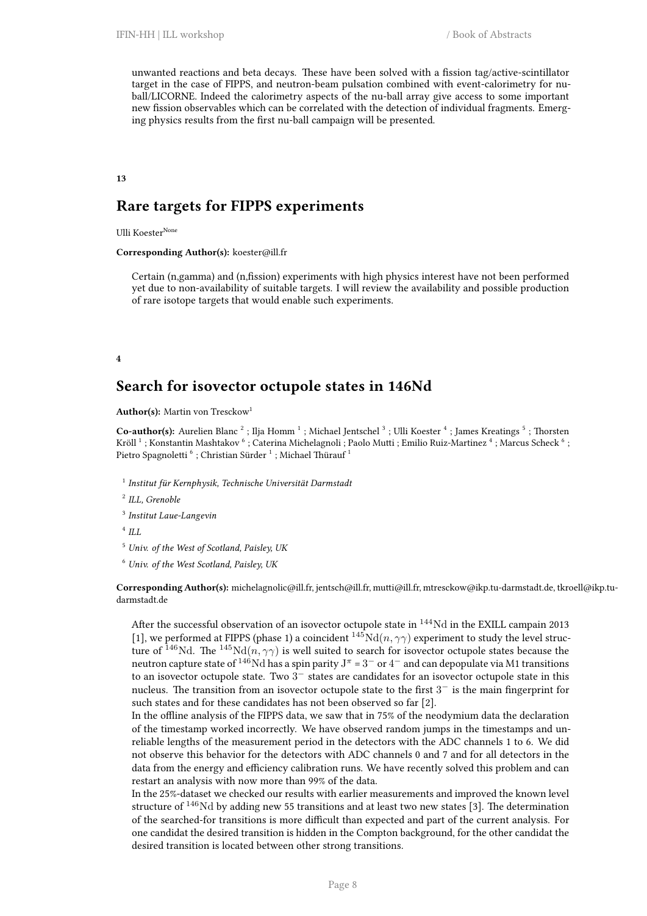unwanted reactions and beta decays. These have been solved with a fission tag/active-scintillator target in the case of FIPPS, and neutron-beam pulsation combined with event-calorimetry for nu-ball/LICORNE. Indeed the calorimetry aspects of the nu-ball array give access to some important new fission observables which can be correlated with the detection of individual fragments. Emerging physics results from the first nu-ball campaign will be presented.

**13**

## Rare targets for FIPPS experiments

Ulli Koester[None]

**Corresponding Author(s):** koester@ill.fr

Certain (n,gamma) and (n,fission) experiments with high physics interest have not been performed yet due to non-availability of suitable targets. I will review the availability and possible production of rare isotope targets that would enable such experiments.

**4**

## Search for isovector octupole states in 146Nd

**Author(s):** Martin von Tresckow[1]

**Co-author(s):** Aurelien Blanc [2] ; Ilja Homm [1] ; Michael Jentschel [3] ; Ulli Koester [4] ; James Kreatings [5] ; Thorsten Kröll [1] ; Konstantin Mashtakov [6] ; Caterina Michelagnoli ; Paolo Mutti ; Emilio Ruiz-Martinez [4] ; Marcus Scheck [6] ; Pietro Spagnoletti [6] ; Christian Sürder [1] ; Michael Thürauf [1]

[1] *Institut für Kernphysik, Technische Universität Darmstadt*

[2] *ILL, Grenoble*

[3] *Institut Laue-Langevin*

[4] *ILL*

[5] *Univ. of the West of Scotland, Paisley, UK*

[6] *Univ. of the West Scotland, Paisley, UK*

**Corresponding Author(s):** michelagnolic@ill.fr, jentsch@ill.fr, mutti@ill.fr, mtresckow@ikp.tu-darmstadt.de, tkroell@ikp.tu-darmstadt.de

After the successful observation of an isovector octupole state in $^{144}\mathrm{Nd}$ in the EXILL campain 2013 [1], we performed at FIPPS (phase 1) a coincident $^{145}\mathrm{Nd}(n, \gamma\gamma)$ experiment to study the level structure of $^{146}\mathrm{Nd}$. The $^{145}\mathrm{Nd}(n, \gamma\gamma)$ is well suited to search for isovector octupole states because the neutron capture state of $^{146}\mathrm{Nd}$ has a spin parity $J^{\pi} = 3^{-}$ or $4^{-}$ and can depopulate via M1 transitions to an isovector octupole state. Two $3^{-}$ states are candidates for an isovector octupole state in this nucleus. The transition from an isovector octupole state to the first $3^{-}$ is the main fingerprint for such states and for these candidates has not been observed so far [2].

In the offline analysis of the FIPPS data, we saw that in 75% of the neodymium data the declaration of the timestamp worked incorrectly. We have observed random jumps in the timestamps and unreliable lengths of the measurement period in the detectors with the ADC channels 1 to 6. We did not observe this behavior for the detectors with ADC channels 0 and 7 and for all detectors in the data from the energy and efficiency calibration runs. We have recently solved this problem and can restart an analysis with now more than 99% of the data.

In the 25%-dataset we checked our results with earlier measurements and improved the known level structure of $^{146}\mathrm{Nd}$ by adding new 55 transitions and at least two new states [3]. The determination of the searched-for transitions is more difficult than expected and part of the current analysis. For one candidat the desired transition is hidden in the Compton background, for the other candidat the desired transition is located between other strong transitions.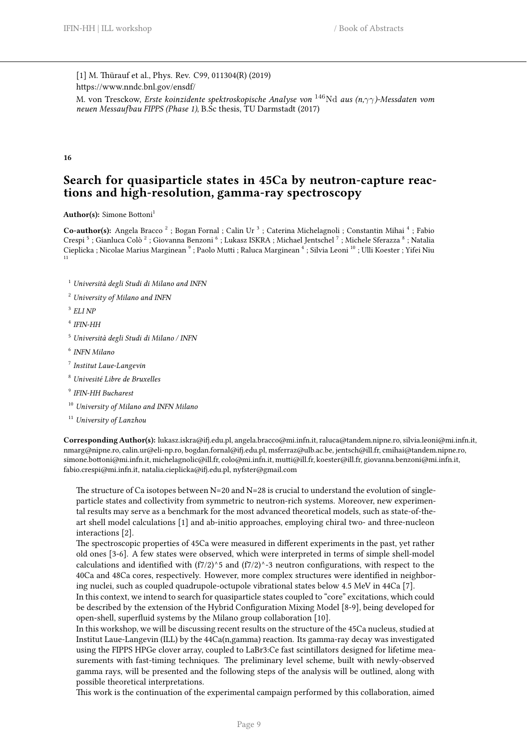[1] M. Thürauf et al., Phys. Rev. C99, 011304(R) (2019)

https://www.nndc.bnl.gov/ensdf/

M. von Tresckow, *Erste koinzidente spektroskopische Analyse von* $^{146}$Nd *aus (n,$\gamma\gamma$)-Messdaten vom neuen Messaufbau FIPPS (Phase 1)*, B.Sc thesis, TU Darmstadt (2017)

**16**

## Search for quasiparticle states in 45Ca by neutron-capture reactions and high-resolution, gamma-ray spectroscopy

**Author(s):** Simone Bottoni[1]

**Co-author(s):** Angela Bracco [2] ; Bogan Fornal ; Calin Ur [3] ; Caterina Michelagnoli ; Constantin Mihai [4] ; Fabio Crespi [5] ; Gianluca Colò [2] ; Giovanna Benzoni [6] ; Lukasz ISKRA ; Michael Jentschel [7] ; Michele Sferazza [8] ; Natalia Cieplicka ; Nicolae Marius Marginean [9] ; Paolo Mutti ; Raluca Marginean [4] ; Silvia Leoni [10] ; Ulli Koester ; Yifei Niu [11]

[1] *Università degli Studi di Milano and INFN*

[2] *University of Milano and INFN*

[3] *ELI NP*

[4] *IFIN-HH*

[5] *Università degli Studi di Milano / INFN*

[6] *INFN Milano*

[7] *Institut Laue-Langevin*

[8] *Univesité Libre de Bruxelles*

[9] *IFIN-HH Bucharest*

[10] *University of Milano and INFN Milano*

[11] *University of Lanzhou*

**Corresponding Author(s):** lukasz.iskra@ifj.edu.pl, angela.bracco@mi.infn.it, raluca@tandem.nipne.ro, silvia.leoni@mi.infn.it, nmarg@nipne.ro, calin.ur@eli-np.ro, bogdan.fornal@ifj.edu.pl, msferraz@ulb.ac.be, jentsch@ill.fr, cmihai@tandem.nipne.ro, simone.bottoni@mi.infn.it, michelagnolic@ill.fr, colo@mi.infn.it, mutti@ill.fr, koester@ill.fr, giovanna.benzoni@mi.infn.it, fabio.crespi@mi.infn.it, natalia.cieplicka@ifj.edu.pl, nyfster@gmail.com

The structure of Ca isotopes between N=20 and N=28 is crucial to understand the evolution of single-particle states and collectivity from symmetric to neutron-rich systems. Moreover, new experimental results may serve as a benchmark for the most advanced theoretical models, such as state-of-the-art shell model calculations [1] and ab-initio approaches, employing chiral two- and three-nucleon interactions [2].

The spectroscopic properties of 45Ca were measured in different experiments in the past, yet rather old ones [3-6]. A few states were observed, which were interpreted in terms of simple shell-model calculations and identified with (f7/2)^5 and (f7/2)^-3 neutron configurations, with respect to the 40Ca and 48Ca cores, respectively. However, more complex structures were identified in neighboring nuclei, such as coupled quadrupole-octupole vibrational states below 4.5 MeV in 44Ca [7].

In this context, we intend to search for quasiparticle states coupled to "core" excitations, which could be described by the extension of the Hybrid Configuration Mixing Model [8-9], being developed for open-shell, superfluid systems by the Milano group collaboration [10].

In this workshop, we will be discussing recent results on the structure of the 45Ca nucleus, studied at Institut Laue-Langevin (ILL) by the 44Ca(n,gamma) reaction. Its gamma-ray decay was investigated using the FIPPS HPGe clover array, coupled to LaBr3:Ce fast scintillators designed for lifetime measurements with fast-timing techniques. The preliminary level scheme, built with newly-observed gamma rays, will be presented and the following steps of the analysis will be outlined, along with possible theoretical interpretations.

This work is the continuation of the experimental campaign performed by this collaboration, aimed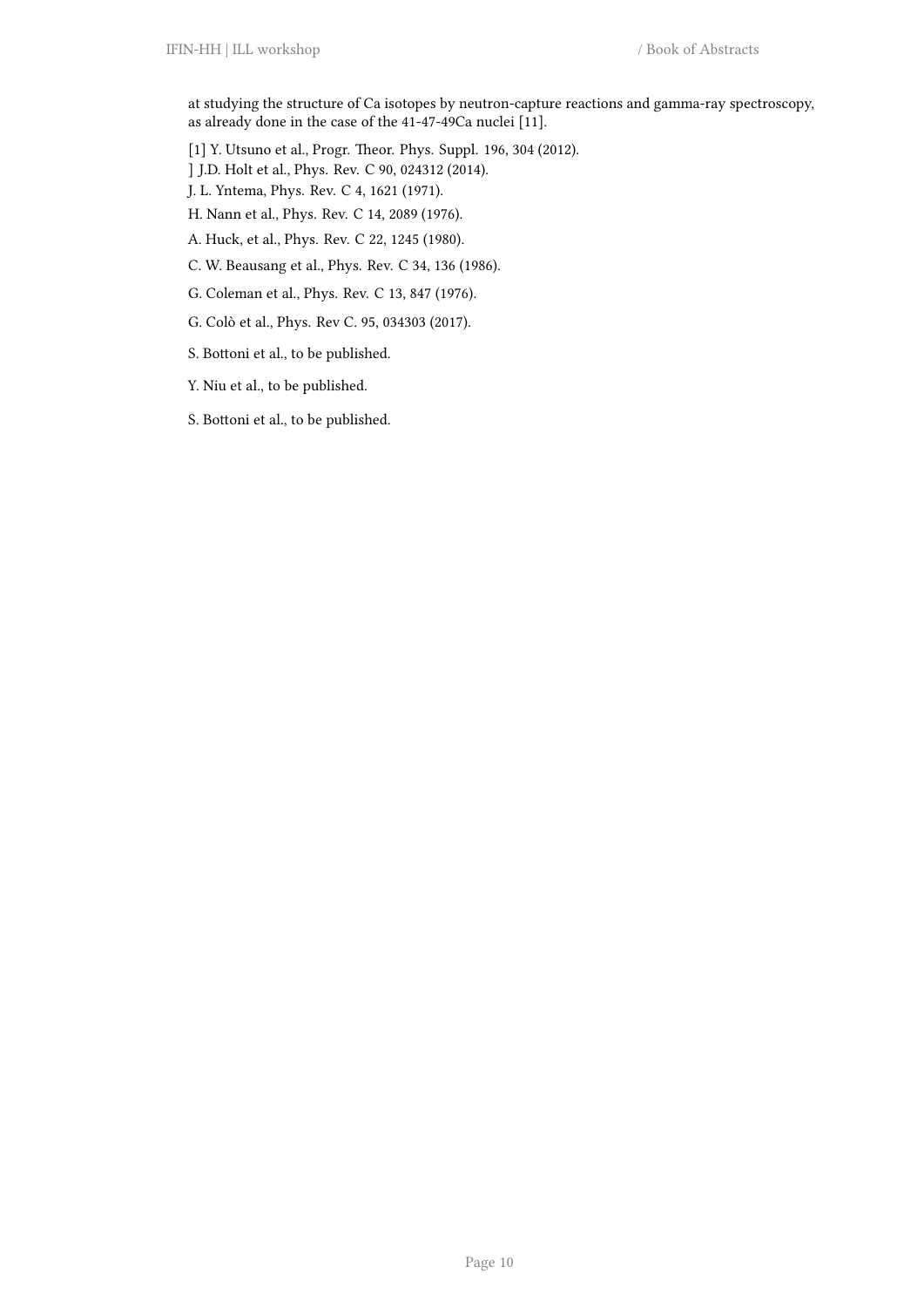at studying the structure of Ca isotopes by neutron-capture reactions and gamma-ray spectroscopy, as already done in the case of the 41-47-49Ca nuclei [11].

[1] Y. Utsuno et al., Progr. Theor. Phys. Suppl. 196, 304 (2012).

] J.D. Holt et al., Phys. Rev. C 90, 024312 (2014).

J. L. Yntema, Phys. Rev. C 4, 1621 (1971).

H. Nann et al., Phys. Rev. C 14, 2089 (1976).

A. Huck, et al., Phys. Rev. C 22, 1245 (1980).

C. W. Beausang et al., Phys. Rev. C 34, 136 (1986).

G. Coleman et al., Phys. Rev. C 13, 847 (1976).

G. Colò et al., Phys. Rev C. 95, 034303 (2017).

S. Bottoni et al., to be published.

Y. Niu et al., to be published.

S. Bottoni et al., to be published.